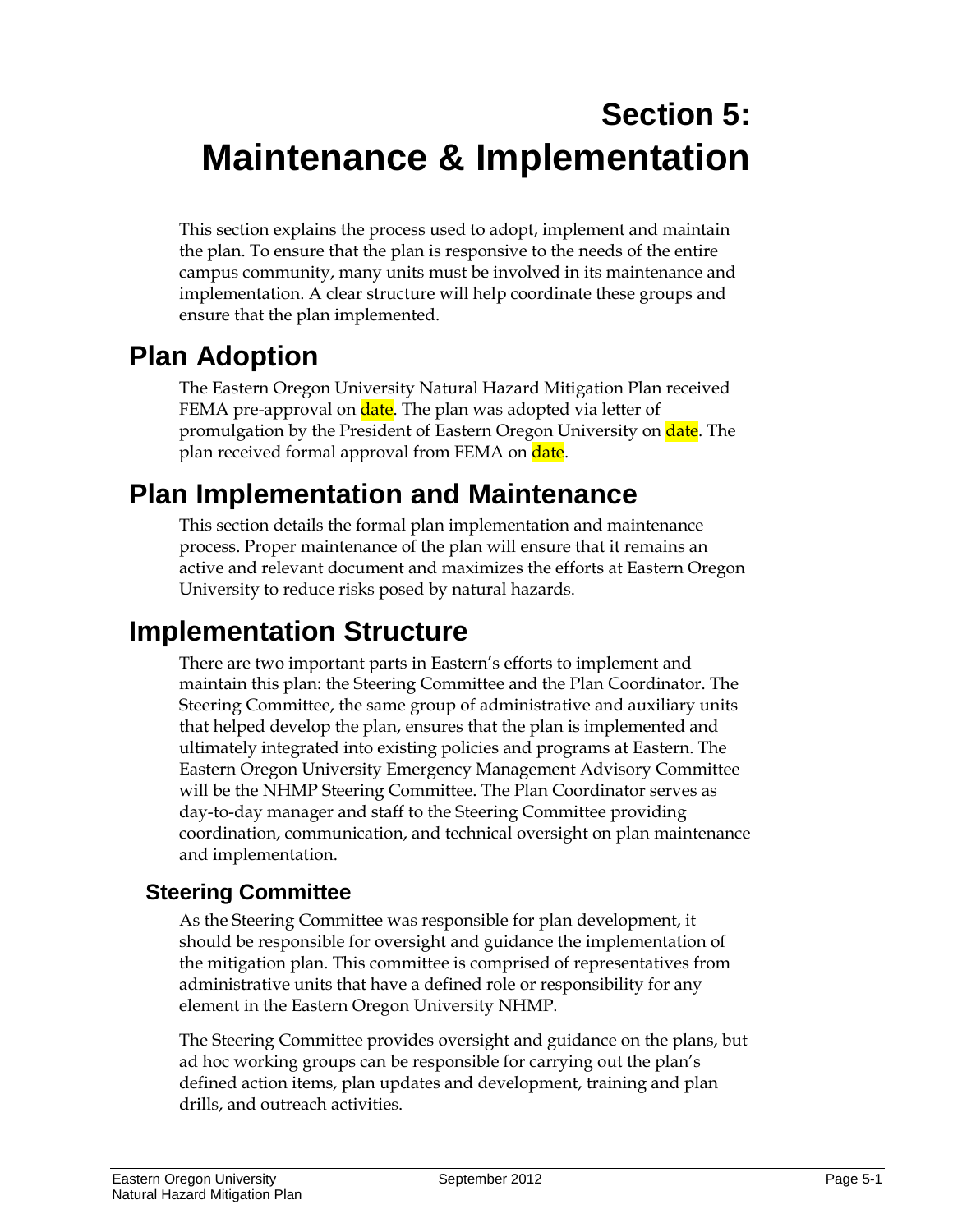# Section 5: Maintenance & Implementation

This section explains the process used to adopt, implement and maintain the plan. To ensure that the plan is responsive to the needs of the entire campus community, many units must be involved in its maintenance and implementation. A clear structure will help coordinate these groups and ensure that the plan implemented.

## Plan Adoption

The Eastern Oregon University Natural Hazard Mitigation Plan received FEMA pre-approval on date. The plan was adopted via letter of promulgation by the President of Eastern Oregon University on date. The plan received formal approval from FEMA on date.

## Plan Implementation and Maintenance

This section details the formal plan implementation and maintenance process. Proper maintenance of the plan will ensure that it remains an active and relevant document and maximizes the efforts at Eastern Oregon University to reduce risks posed by natural hazards.

## Implementation Structure

There are two important parts in Eastern's efforts to implement and maintain this plan: the Steering Committee and the Plan Coordinator. The Steering Committee, the same group of administrative and auxiliary units that helped develop the plan, ensures that the plan is implemented and ultimately integrated into existing policies and programs at Eastern. The Eastern Oregon University Emergency Management Advisory Committee will be the NHMP Steering Committee. The Plan Coordinator serves as day-to-day manager and staff to the Steering Committee providing coordination, communication, and technical oversight on plan maintenance and implementation.

### Steering Committee

As the Steering Committee was responsible for plan development, it should be responsible for oversight and guidance the implementation of the mitigation plan. This committee is comprised of representatives from administrative units that have a defined role or responsibility for any element in the Eastern Oregon University NHMP.

The Steering Committee provides oversight and guidance on the plans, but ad hoc working groups can be responsible for carrying out the plan's defined action items, plan updates and development, training and plan drills, and outreach activities.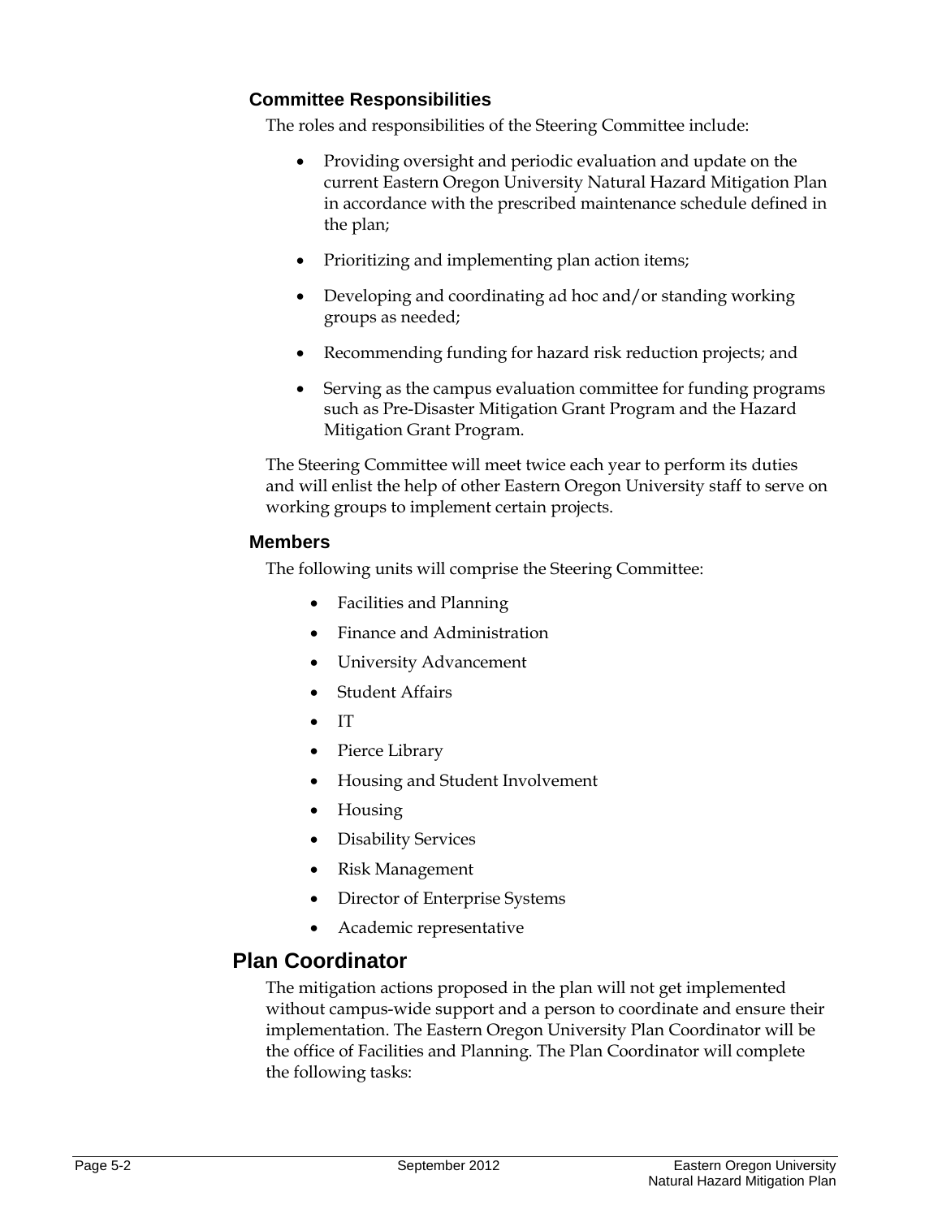### Committee Responsibilities

The roles and responsibilities of the Steering Committee include:

- Providing oversight and periodic evaluation and update on the current Eastern Oregon University Natural Hazard Mitigation Plan in accordance with the prescribed maintenance schedule defined in the plan;
- Prioritizing and implementing plan action items;
- Developing and coordinating ad hoc and/or standing working groups as needed;
- Recommending funding for hazard risk reduction projects; and
- Serving as the campus evaluation committee for funding programs such as Pre-Disaster Mitigation Grant Program and the Hazard Mitigation Grant Program.

The Steering Committee will meet twice each year to perform its duties and will enlist the help of other Eastern Oregon University staff to serve on working groups to implement certain projects.

### Members

The following units will comprise the Steering Committee:

- Facilities and Planning
- Finance and Administration
- University Advancement
- Student Affairs
- IT
- Pierce Library
- Housing and Student Involvement
- Housing
- Disability Services
- Risk Management
- Director of Enterprise Systems
- Academic representative

## Plan Coordinator

The mitigation actions proposed in the plan will not get implemented without campus-wide support and a person to coordinate and ensure their implementation. The Eastern Oregon University Plan Coordinator will be the office of Facilities and Planning. The Plan Coordinator will complete the following tasks: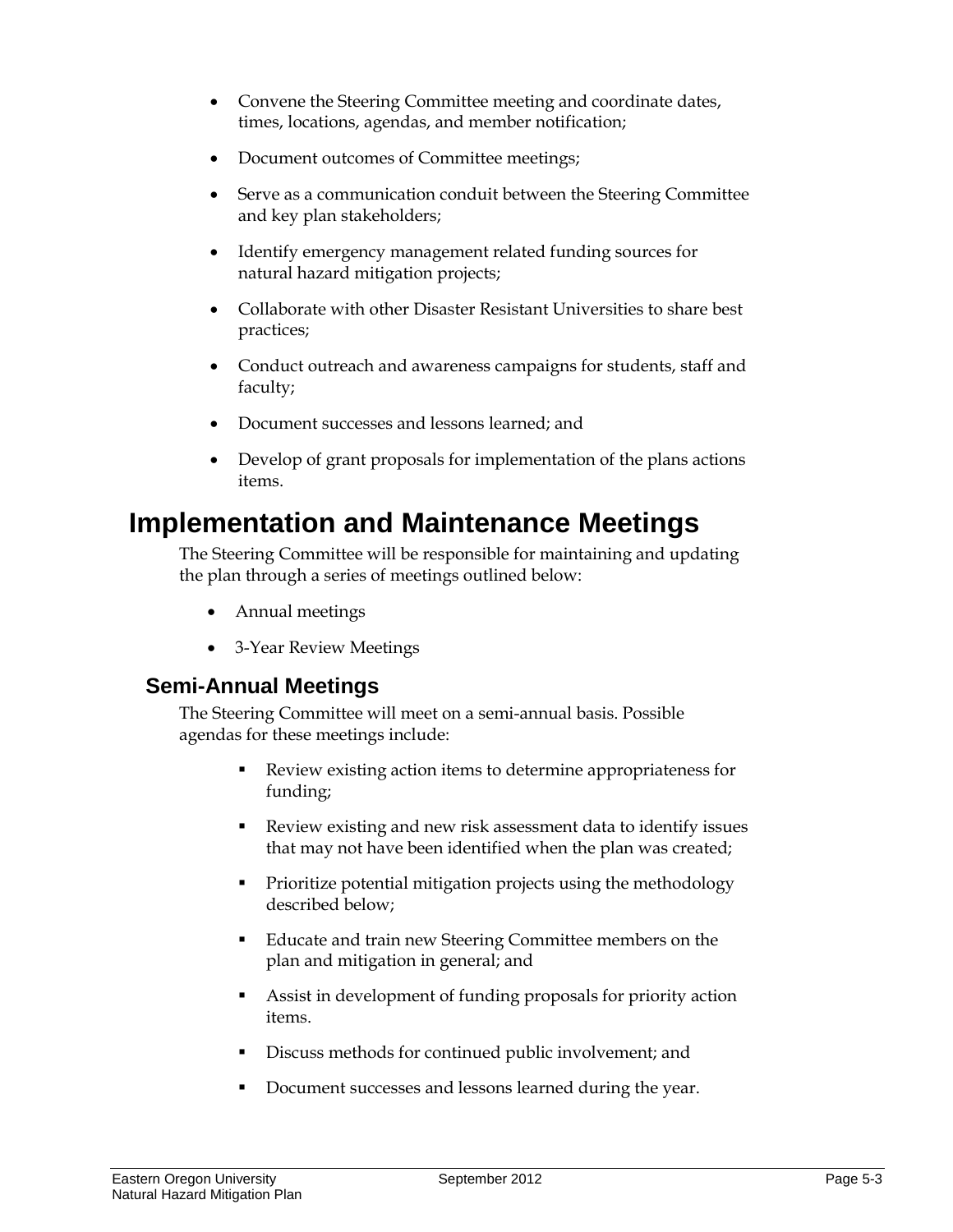- Convene the Steering Committee meeting and coordinate dates, times, locations, agendas, and member notification;
- Document outcomes of Committee meetings;
- Serve as a communication conduit between the Steering Committee and key plan stakeholders;
- Identify emergency management related funding sources for natural hazard mitigation projects;
- Collaborate with other Disaster Resistant Universities to share best practices;
- Conduct outreach and awareness campaigns for students, staff and faculty;
- Document successes and lessons learned; and
- Develop of grant proposals for implementation of the plans actions items.

# Implementation and Maintenance Meetings

The Steering Committee will be responsible for maintaining and updating the plan through a series of meetings outlined below:

- Annual meetings
- 3-Year Review Meetings

## Semi-Annual Meetings

The Steering Committee will meet on a semi-annual basis. Possible agendas for these meetings include:

- Review existing action items to determine appropriateness for funding;
- Review existing and new risk assessment data to identify issues that may not have been identified when the plan was created;
- Prioritize potential mitigation projects using the methodology described below;
- Educate and train new Steering Committee members on the plan and mitigation in general; and
- Assist in development of funding proposals for priority action items.
- Discuss methods for continued public involvement; and
- Document successes and lessons learned during the year.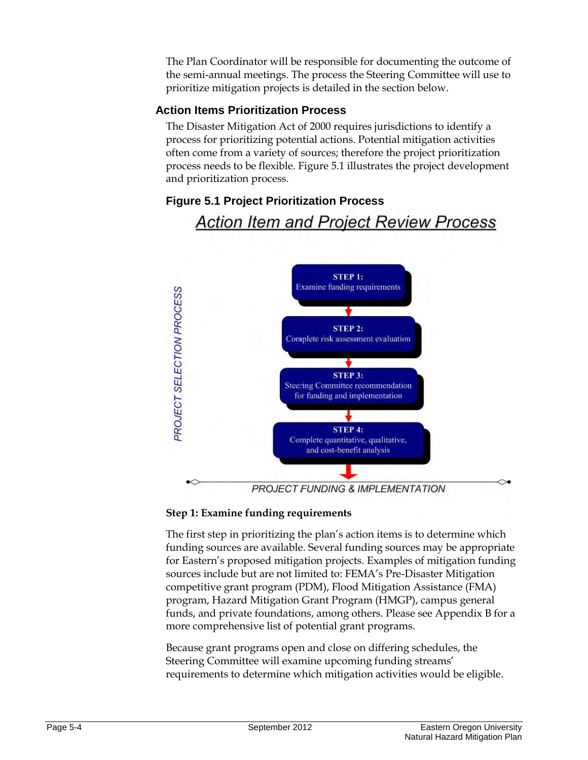The Plan Coordinator will be responsible for documenting the outcome of the semi-annual meetings. The process the Steering Committee will use to prioritize mitigation projects is detailed in the section below.

## Action Items Prioritization Process

The Disaster Mitigation Act of 2000 requires jurisdictions to identify a process for prioritizing potential actions. Potential mitigation activities often come from a variety of sources; therefore the project prioritization process needs to be flexible. Figure 5.1 illustrates the project development and prioritization process.

### Figure 5.1 Project Prioritization Process

**Action Item and Project Review Process**

PROJECT SELECTION PROCESS

**STEP 1:** Examine funding requirements

**STEP 2:** Complete risk assessment evaluation

**STEP 3:** Steering Committee recommendation for funding and implementation

**STEP 4:** Complete quantitative, qualitative, and cost-benefit analysis

PROJECT FUNDING & IMPLEMENTATION

**Step 1: Examine funding requirements**

The first step in prioritizing the plan's action items is to determine which funding sources are available. Several funding sources may be appropriate for Eastern's proposed mitigation projects. Examples of mitigation funding sources include but are not limited to: FEMA's Pre-Disaster Mitigation competitive grant program (PDM), Flood Mitigation Assistance (FMA) program, Hazard Mitigation Grant Program (HMGP), campus general funds, and private foundations, among others. Please see Appendix B for a more comprehensive list of potential grant programs.

Because grant programs open and close on differing schedules, the Steering Committee will examine upcoming funding streams' requirements to determine which mitigation activities would be eligible.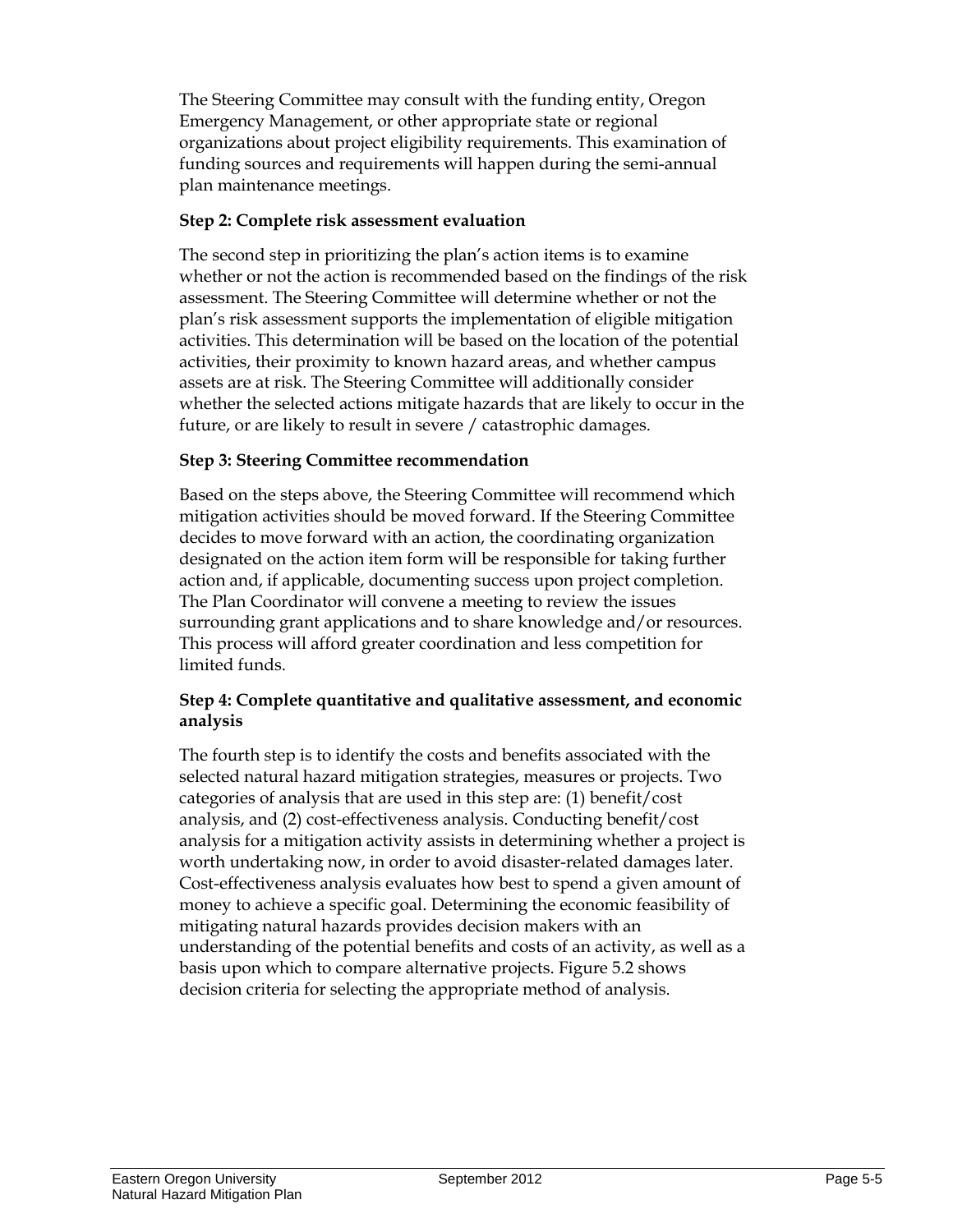The Steering Committee may consult with the funding entity, Oregon Emergency Management, or other appropriate state or regional organizations about project eligibility requirements. This examination of funding sources and requirements will happen during the semi-annual plan maintenance meetings.

**Step 2: Complete risk assessment evaluation**

The second step in prioritizing the plan's action items is to examine whether or not the action is recommended based on the findings of the risk assessment. The Steering Committee will determine whether or not the plan's risk assessment supports the implementation of eligible mitigation activities. This determination will be based on the location of the potential activities, their proximity to known hazard areas, and whether campus assets are at risk. The Steering Committee will additionally consider whether the selected actions mitigate hazards that are likely to occur in the future, or are likely to result in severe / catastrophic damages.

**Step 3: Steering Committee recommendation**

Based on the steps above, the Steering Committee will recommend which mitigation activities should be moved forward. If the Steering Committee decides to move forward with an action, the coordinating organization designated on the action item form will be responsible for taking further action and, if applicable, documenting success upon project completion. The Plan Coordinator will convene a meeting to review the issues surrounding grant applications and to share knowledge and/or resources. This process will afford greater coordination and less competition for limited funds.

**Step 4: Complete quantitative and qualitative assessment, and economic analysis**

The fourth step is to identify the costs and benefits associated with the selected natural hazard mitigation strategies, measures or projects. Two categories of analysis that are used in this step are: (1) benefit/cost analysis, and (2) cost-effectiveness analysis. Conducting benefit/cost analysis for a mitigation activity assists in determining whether a project is worth undertaking now, in order to avoid disaster-related damages later. Cost-effectiveness analysis evaluates how best to spend a given amount of money to achieve a specific goal. Determining the economic feasibility of mitigating natural hazards provides decision makers with an understanding of the potential benefits and costs of an activity, as well as a basis upon which to compare alternative projects. Figure 5.2 shows decision criteria for selecting the appropriate method of analysis.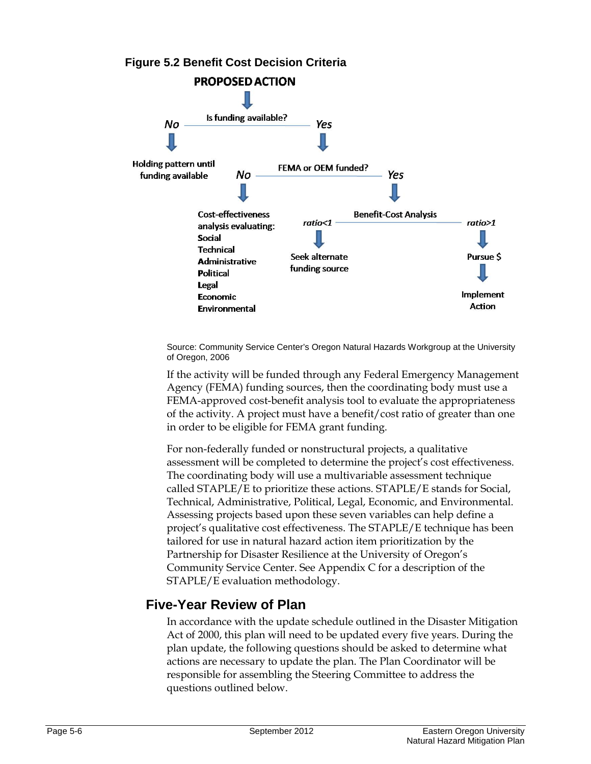**Figure 5.2 Benefit Cost Decision Criteria**

**PROPOSED ACTION**

↓

**Is funding available?**

- **No** → Holding pattern until funding available
- **Yes** → **FEMA or OEM funded?**
  - **No** → Cost-effectiveness analysis evaluating:
    - Social
    - Technical
    - Administrative
    - Political
    - Legal
    - Economic
    - Environmental
  - **Yes** → **Benefit-Cost Analysis**
    - *ratio<1* → Seek alternate funding source
    - *ratio>1* → Pursue $ → Implement Action

Source: Community Service Center's Oregon Natural Hazards Workgroup at the University of Oregon, 2006

If the activity will be funded through any Federal Emergency Management Agency (FEMA) funding sources, then the coordinating body must use a FEMA-approved cost-benefit analysis tool to evaluate the appropriateness of the activity. A project must have a benefit/cost ratio of greater than one in order to be eligible for FEMA grant funding.

For non-federally funded or nonstructural projects, a qualitative assessment will be completed to determine the project's cost effectiveness. The coordinating body will use a multivariable assessment technique called STAPLE/E to prioritize these actions. STAPLE/E stands for Social, Technical, Administrative, Political, Legal, Economic, and Environmental. Assessing projects based upon these seven variables can help define a project's qualitative cost effectiveness. The STAPLE/E technique has been tailored for use in natural hazard action item prioritization by the Partnership for Disaster Resilience at the University of Oregon's Community Service Center. See Appendix C for a description of the STAPLE/E evaluation methodology.

## Five-Year Review of Plan

In accordance with the update schedule outlined in the Disaster Mitigation Act of 2000, this plan will need to be updated every five years. During the plan update, the following questions should be asked to determine what actions are necessary to update the plan. The Plan Coordinator will be responsible for assembling the Steering Committee to address the questions outlined below.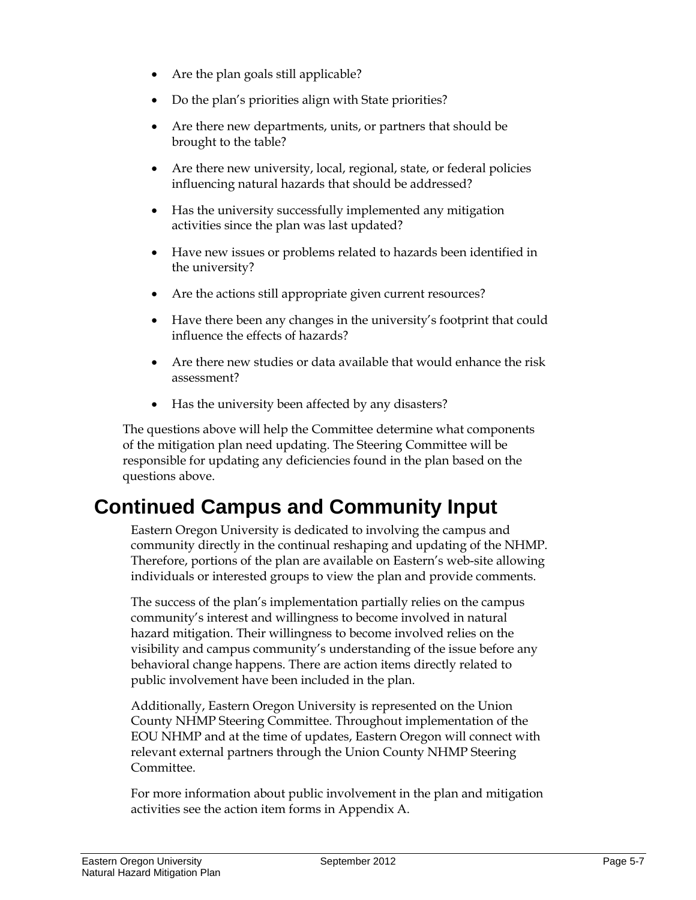- Are the plan goals still applicable?
- Do the plan's priorities align with State priorities?
- Are there new departments, units, or partners that should be brought to the table?
- Are there new university, local, regional, state, or federal policies influencing natural hazards that should be addressed?
- Has the university successfully implemented any mitigation activities since the plan was last updated?
- Have new issues or problems related to hazards been identified in the university?
- Are the actions still appropriate given current resources?
- Have there been any changes in the university's footprint that could influence the effects of hazards?
- Are there new studies or data available that would enhance the risk assessment?
- Has the university been affected by any disasters?

The questions above will help the Committee determine what components of the mitigation plan need updating. The Steering Committee will be responsible for updating any deficiencies found in the plan based on the questions above.

## Continued Campus and Community Input

Eastern Oregon University is dedicated to involving the campus and community directly in the continual reshaping and updating of the NHMP. Therefore, portions of the plan are available on Eastern's web-site allowing individuals or interested groups to view the plan and provide comments.

The success of the plan's implementation partially relies on the campus community's interest and willingness to become involved in natural hazard mitigation. Their willingness to become involved relies on the visibility and campus community's understanding of the issue before any behavioral change happens. There are action items directly related to public involvement have been included in the plan.

Additionally, Eastern Oregon University is represented on the Union County NHMP Steering Committee. Throughout implementation of the EOU NHMP and at the time of updates, Eastern Oregon will connect with relevant external partners through the Union County NHMP Steering Committee.

For more information about public involvement in the plan and mitigation activities see the action item forms in Appendix A.